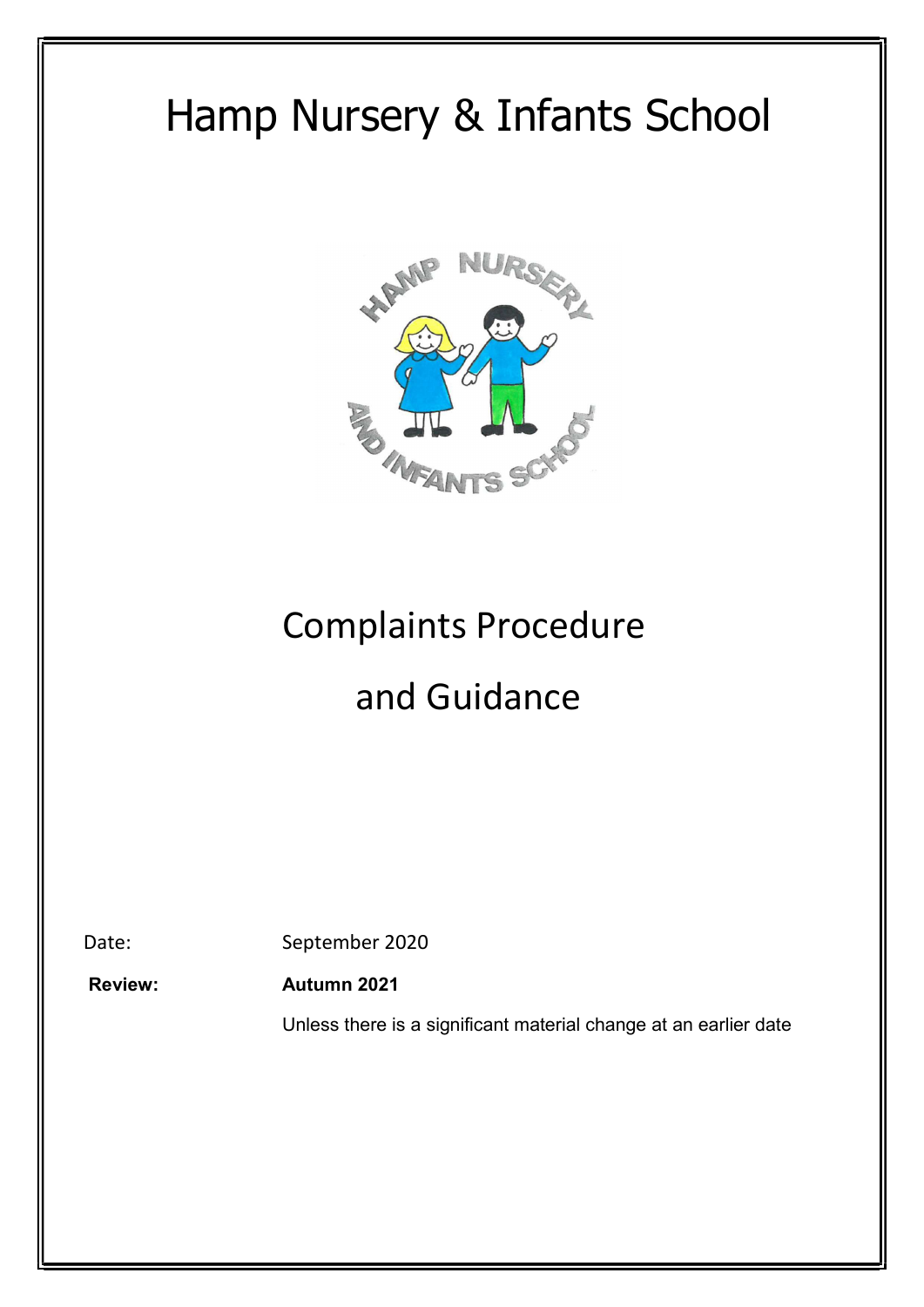# Hamp Nursery & Infants School

## Complaints Procedure

## and Guidance

| | |
|---|---|
| Date: | September 2020 |
| **Review:** | **Autumn 2021** |
| | Unless there is a significant material change at an earlier date |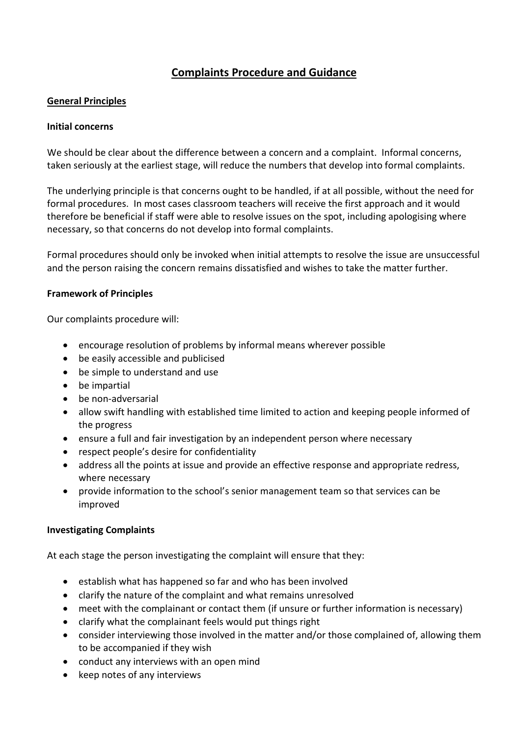# Complaints Procedure and Guidance

## General Principles

### Initial concerns

We should be clear about the difference between a concern and a complaint. Informal concerns, taken seriously at the earliest stage, will reduce the numbers that develop into formal complaints.

The underlying principle is that concerns ought to be handled, if at all possible, without the need for formal procedures. In most cases classroom teachers will receive the first approach and it would therefore be beneficial if staff were able to resolve issues on the spot, including apologising where necessary, so that concerns do not develop into formal complaints.

Formal procedures should only be invoked when initial attempts to resolve the issue are unsuccessful and the person raising the concern remains dissatisfied and wishes to take the matter further.

### Framework of Principles

Our complaints procedure will:

- encourage resolution of problems by informal means wherever possible
- be easily accessible and publicised
- be simple to understand and use
- be impartial
- be non-adversarial
- allow swift handling with established time limited to action and keeping people informed of the progress
- ensure a full and fair investigation by an independent person where necessary
- respect people's desire for confidentiality
- address all the points at issue and provide an effective response and appropriate redress, where necessary
- provide information to the school's senior management team so that services can be improved

### Investigating Complaints

At each stage the person investigating the complaint will ensure that they:

- establish what has happened so far and who has been involved
- clarify the nature of the complaint and what remains unresolved
- meet with the complainant or contact them (if unsure or further information is necessary)
- clarify what the complainant feels would put things right
- consider interviewing those involved in the matter and/or those complained of, allowing them to be accompanied if they wish
- conduct any interviews with an open mind
- keep notes of any interviews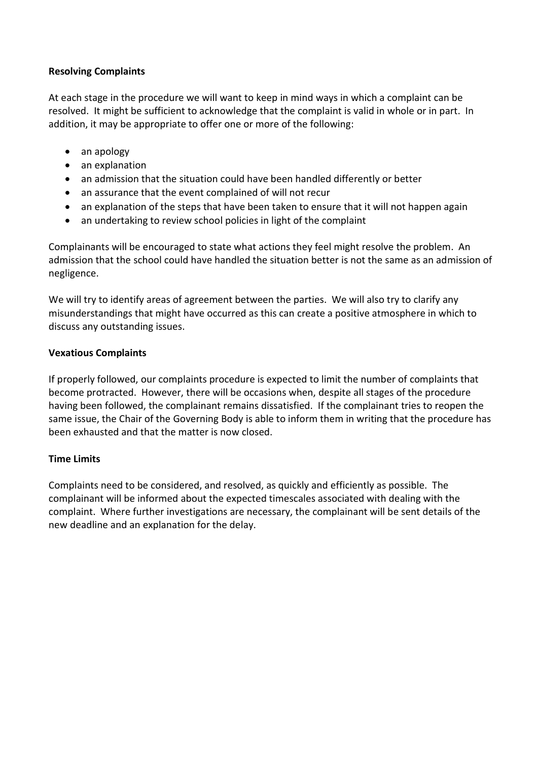**Resolving Complaints**

At each stage in the procedure we will want to keep in mind ways in which a complaint can be resolved. It might be sufficient to acknowledge that the complaint is valid in whole or in part. In addition, it may be appropriate to offer one or more of the following:

- an apology
- an explanation
- an admission that the situation could have been handled differently or better
- an assurance that the event complained of will not recur
- an explanation of the steps that have been taken to ensure that it will not happen again
- an undertaking to review school policies in light of the complaint

Complainants will be encouraged to state what actions they feel might resolve the problem. An admission that the school could have handled the situation better is not the same as an admission of negligence.

We will try to identify areas of agreement between the parties. We will also try to clarify any misunderstandings that might have occurred as this can create a positive atmosphere in which to discuss any outstanding issues.

**Vexatious Complaints**

If properly followed, our complaints procedure is expected to limit the number of complaints that become protracted. However, there will be occasions when, despite all stages of the procedure having been followed, the complainant remains dissatisfied. If the complainant tries to reopen the same issue, the Chair of the Governing Body is able to inform them in writing that the procedure has been exhausted and that the matter is now closed.

**Time Limits**

Complaints need to be considered, and resolved, as quickly and efficiently as possible. The complainant will be informed about the expected timescales associated with dealing with the complaint. Where further investigations are necessary, the complainant will be sent details of the new deadline and an explanation for the delay.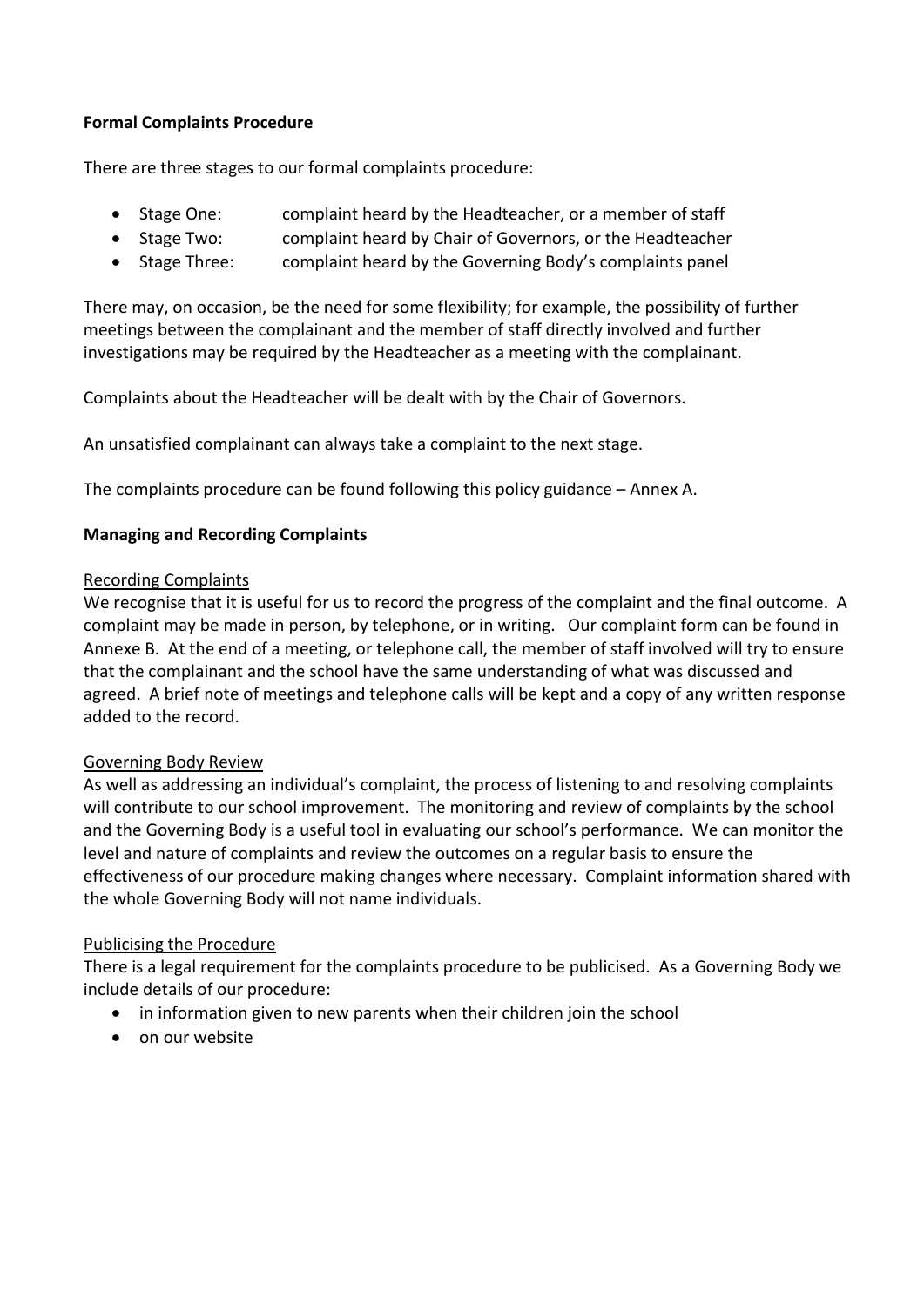**Formal Complaints Procedure**

There are three stages to our formal complaints procedure:

- Stage One: complaint heard by the Headteacher, or a member of staff
- Stage Two: complaint heard by Chair of Governors, or the Headteacher
- Stage Three: complaint heard by the Governing Body's complaints panel

There may, on occasion, be the need for some flexibility; for example, the possibility of further meetings between the complainant and the member of staff directly involved and further investigations may be required by the Headteacher as a meeting with the complainant.

Complaints about the Headteacher will be dealt with by the Chair of Governors.

An unsatisfied complainant can always take a complaint to the next stage.

The complaints procedure can be found following this policy guidance – Annex A.

**Managing and Recording Complaints**

Recording Complaints

We recognise that it is useful for us to record the progress of the complaint and the final outcome. A complaint may be made in person, by telephone, or in writing. Our complaint form can be found in Annexe B. At the end of a meeting, or telephone call, the member of staff involved will try to ensure that the complainant and the school have the same understanding of what was discussed and agreed. A brief note of meetings and telephone calls will be kept and a copy of any written response added to the record.

Governing Body Review

As well as addressing an individual's complaint, the process of listening to and resolving complaints will contribute to our school improvement. The monitoring and review of complaints by the school and the Governing Body is a useful tool in evaluating our school's performance. We can monitor the level and nature of complaints and review the outcomes on a regular basis to ensure the effectiveness of our procedure making changes where necessary. Complaint information shared with the whole Governing Body will not name individuals.

Publicising the Procedure

There is a legal requirement for the complaints procedure to be publicised. As a Governing Body we include details of our procedure:

- in information given to new parents when their children join the school
- on our website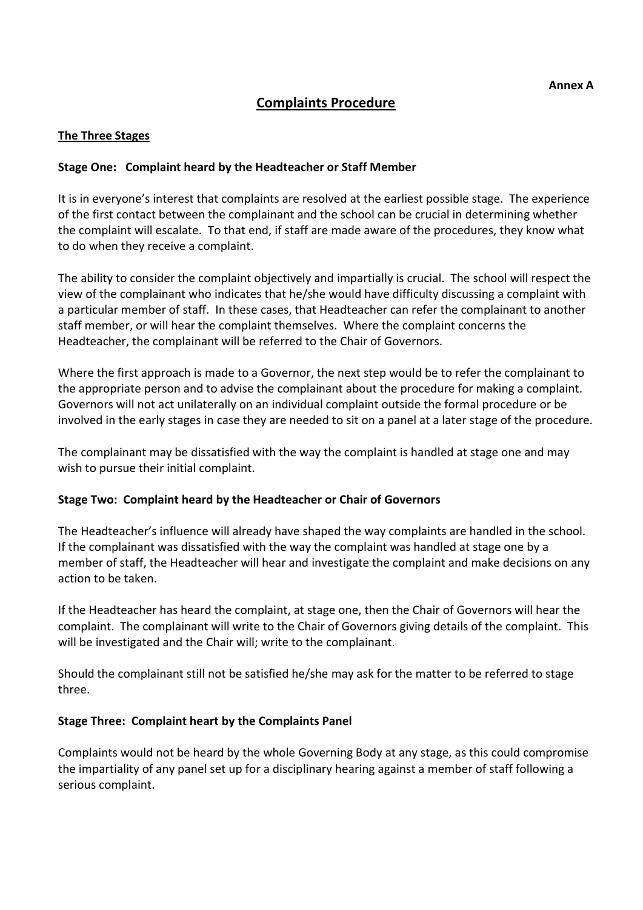**Annex A**

# Complaints Procedure

## The Three Stages

### Stage One: Complaint heard by the Headteacher or Staff Member

It is in everyone's interest that complaints are resolved at the earliest possible stage. The experience of the first contact between the complainant and the school can be crucial in determining whether the complaint will escalate. To that end, if staff are made aware of the procedures, they know what to do when they receive a complaint.

The ability to consider the complaint objectively and impartially is crucial. The school will respect the view of the complainant who indicates that he/she would have difficulty discussing a complaint with a particular member of staff. In these cases, that Headteacher can refer the complainant to another staff member, or will hear the complaint themselves. Where the complaint concerns the Headteacher, the complainant will be referred to the Chair of Governors.

Where the first approach is made to a Governor, the next step would be to refer the complainant to the appropriate person and to advise the complainant about the procedure for making a complaint. Governors will not act unilaterally on an individual complaint outside the formal procedure or be involved in the early stages in case they are needed to sit on a panel at a later stage of the procedure.

The complainant may be dissatisfied with the way the complaint is handled at stage one and may wish to pursue their initial complaint.

### Stage Two: Complaint heard by the Headteacher or Chair of Governors

The Headteacher's influence will already have shaped the way complaints are handled in the school. If the complainant was dissatisfied with the way the complaint was handled at stage one by a member of staff, the Headteacher will hear and investigate the complaint and make decisions on any action to be taken.

If the Headteacher has heard the complaint, at stage one, then the Chair of Governors will hear the complaint. The complainant will write to the Chair of Governors giving details of the complaint. This will be investigated and the Chair will; write to the complainant.

Should the complainant still not be satisfied he/she may ask for the matter to be referred to stage three.

### Stage Three: Complaint heart by the Complaints Panel

Complaints would not be heard by the whole Governing Body at any stage, as this could compromise the impartiality of any panel set up for a disciplinary hearing against a member of staff following a serious complaint.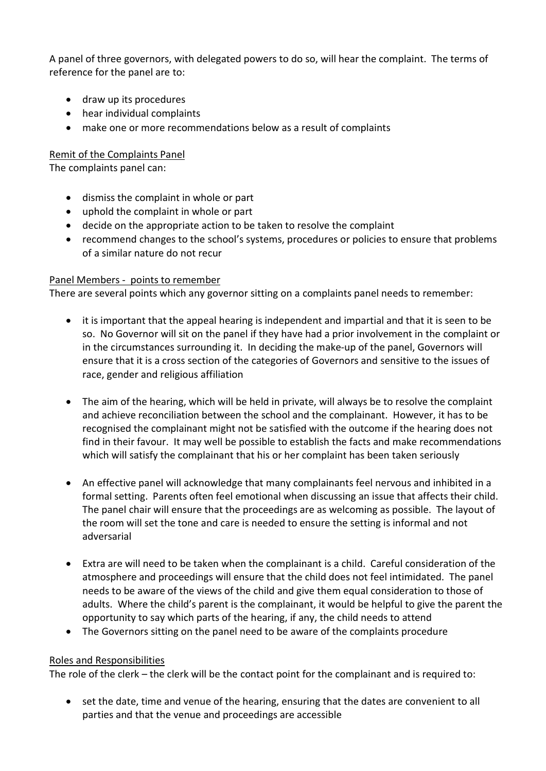A panel of three governors, with delegated powers to do so, will hear the complaint. The terms of reference for the panel are to:

- draw up its procedures
- hear individual complaints
- make one or more recommendations below as a result of complaints

Remit of the Complaints Panel

The complaints panel can:

- dismiss the complaint in whole or part
- uphold the complaint in whole or part
- decide on the appropriate action to be taken to resolve the complaint
- recommend changes to the school's systems, procedures or policies to ensure that problems of a similar nature do not recur

Panel Members - points to remember

There are several points which any governor sitting on a complaints panel needs to remember:

- it is important that the appeal hearing is independent and impartial and that it is seen to be so. No Governor will sit on the panel if they have had a prior involvement in the complaint or in the circumstances surrounding it. In deciding the make-up of the panel, Governors will ensure that it is a cross section of the categories of Governors and sensitive to the issues of race, gender and religious affiliation

- The aim of the hearing, which will be held in private, will always be to resolve the complaint and achieve reconciliation between the school and the complainant. However, it has to be recognised the complainant might not be satisfied with the outcome if the hearing does not find in their favour. It may well be possible to establish the facts and make recommendations which will satisfy the complainant that his or her complaint has been taken seriously

- An effective panel will acknowledge that many complainants feel nervous and inhibited in a formal setting. Parents often feel emotional when discussing an issue that affects their child. The panel chair will ensure that the proceedings are as welcoming as possible. The layout of the room will set the tone and care is needed to ensure the setting is informal and not adversarial

- Extra are will need to be taken when the complainant is a child. Careful consideration of the atmosphere and proceedings will ensure that the child does not feel intimidated. The panel needs to be aware of the views of the child and give them equal consideration to those of adults. Where the child's parent is the complainant, it would be helpful to give the parent the opportunity to say which parts of the hearing, if any, the child needs to attend
- The Governors sitting on the panel need to be aware of the complaints procedure

Roles and Responsibilities

The role of the clerk – the clerk will be the contact point for the complainant and is required to:

- set the date, time and venue of the hearing, ensuring that the dates are convenient to all parties and that the venue and proceedings are accessible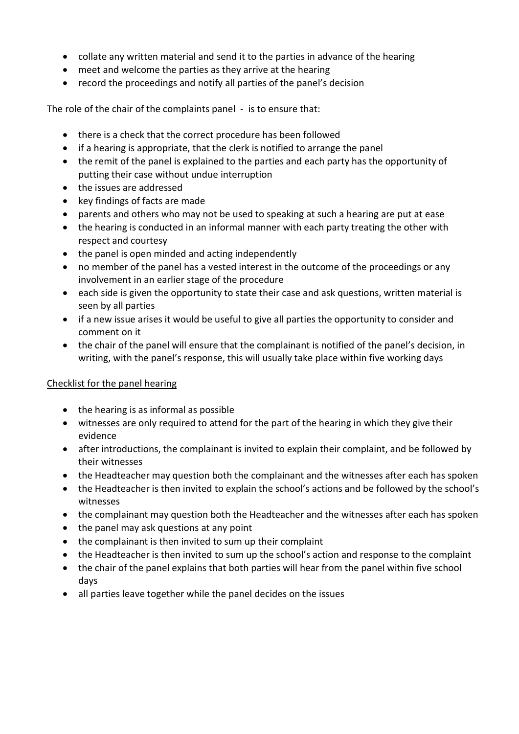- collate any written material and send it to the parties in advance of the hearing
- meet and welcome the parties as they arrive at the hearing
- record the proceedings and notify all parties of the panel's decision

The role of the chair of the complaints panel - is to ensure that:

- there is a check that the correct procedure has been followed
- if a hearing is appropriate, that the clerk is notified to arrange the panel
- the remit of the panel is explained to the parties and each party has the opportunity of putting their case without undue interruption
- the issues are addressed
- key findings of facts are made
- parents and others who may not be used to speaking at such a hearing are put at ease
- the hearing is conducted in an informal manner with each party treating the other with respect and courtesy
- the panel is open minded and acting independently
- no member of the panel has a vested interest in the outcome of the proceedings or any involvement in an earlier stage of the procedure
- each side is given the opportunity to state their case and ask questions, written material is seen by all parties
- if a new issue arises it would be useful to give all parties the opportunity to consider and comment on it
- the chair of the panel will ensure that the complainant is notified of the panel's decision, in writing, with the panel's response, this will usually take place within five working days

<u>Checklist for the panel hearing</u>

- the hearing is as informal as possible
- witnesses are only required to attend for the part of the hearing in which they give their evidence
- after introductions, the complainant is invited to explain their complaint, and be followed by their witnesses
- the Headteacher may question both the complainant and the witnesses after each has spoken
- the Headteacher is then invited to explain the school's actions and be followed by the school's witnesses
- the complainant may question both the Headteacher and the witnesses after each has spoken
- the panel may ask questions at any point
- the complainant is then invited to sum up their complaint
- the Headteacher is then invited to sum up the school's action and response to the complaint
- the chair of the panel explains that both parties will hear from the panel within five school days
- all parties leave together while the panel decides on the issues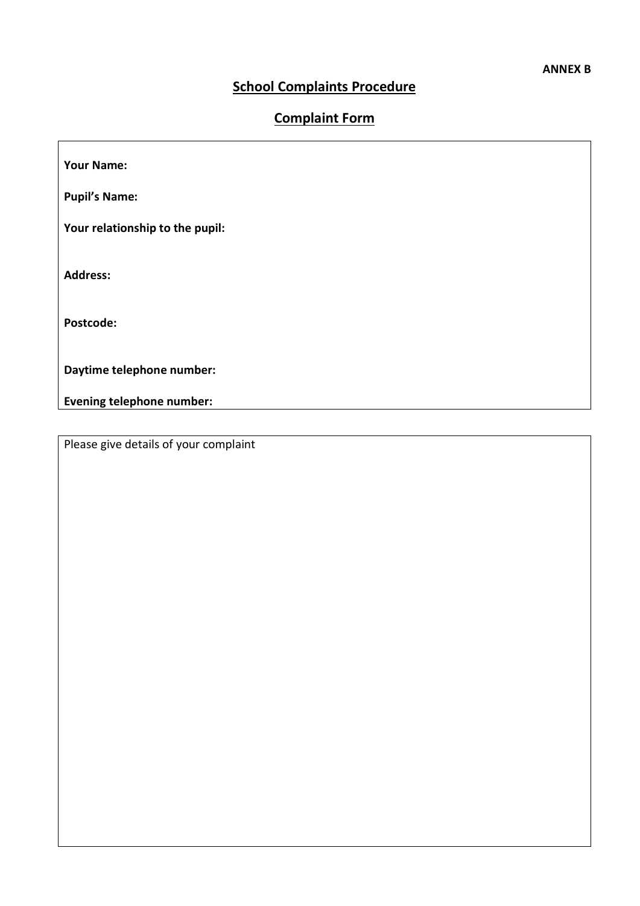**ANNEX B**

## School Complaints Procedure

## Complaint Form

**Your Name:**

**Pupil's Name:**

**Your relationship to the pupil:**

**Address:**

**Postcode:**

**Daytime telephone number:**

**Evening telephone number:**

Please give details of your complaint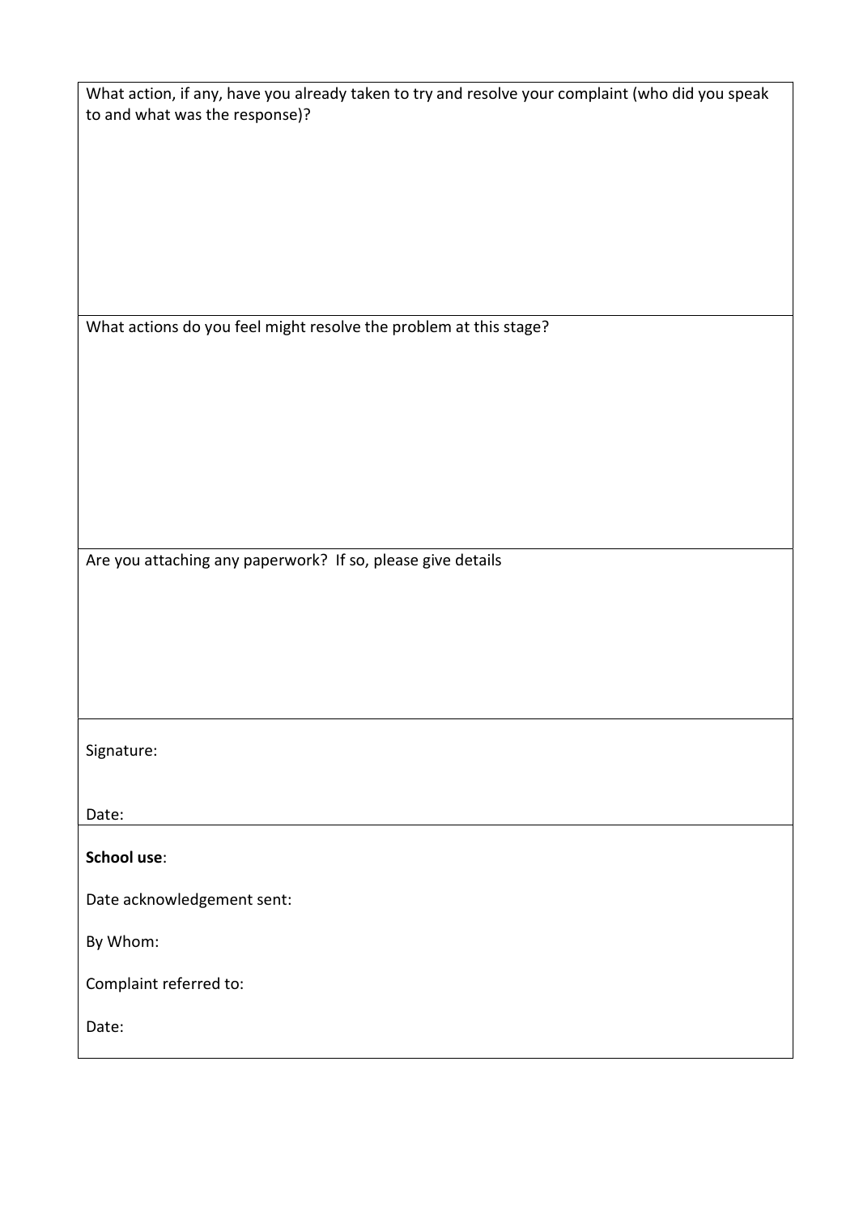What action, if any, have you already taken to try and resolve your complaint (who did you speak to and what was the response)?

What actions do you feel might resolve the problem at this stage?

Are you attaching any paperwork? If so, please give details

Signature:

Date:

**School use**:

Date acknowledgement sent:

By Whom:

Complaint referred to:

Date: